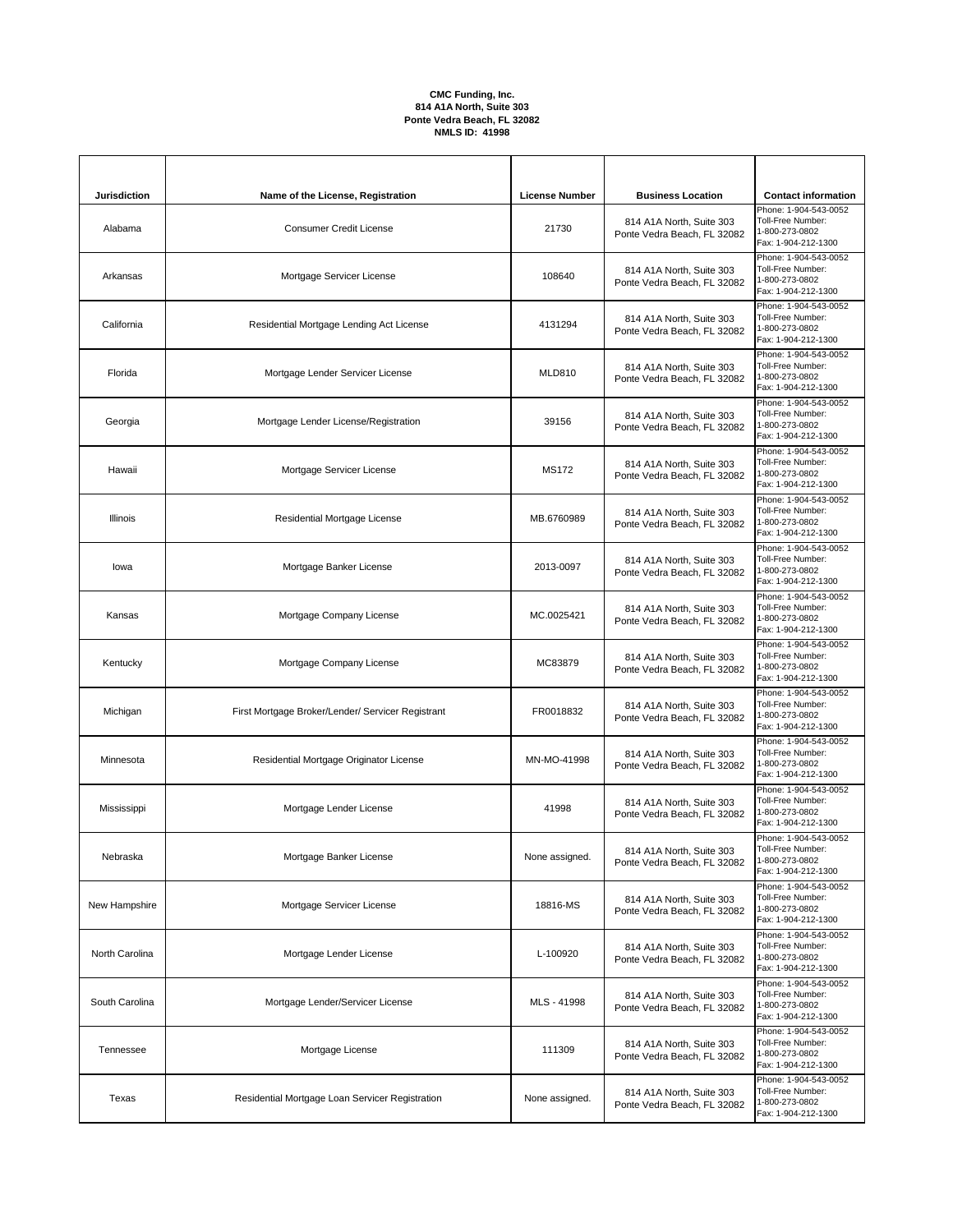**CMC Funding, Inc.**
**814 A1A North, Suite 303**
**Ponte Vedra Beach, FL 32082**
**NMLS ID: 41998**

| Jurisdiction | Name of the License, Registration | License Number | Business Location | Contact information |
|---|---|---|---|---|
| Alabama | Consumer Credit License | 21730 | 814 A1A North, Suite 303 Ponte Vedra Beach, FL 32082 | Phone: 1-904-543-0052 Toll-Free Number: 1-800-273-0802 Fax: 1-904-212-1300 |
| Arkansas | Mortgage Servicer License | 108640 | 814 A1A North, Suite 303 Ponte Vedra Beach, FL 32082 | Phone: 1-904-543-0052 Toll-Free Number: 1-800-273-0802 Fax: 1-904-212-1300 |
| California | Residential Mortgage Lending Act License | 4131294 | 814 A1A North, Suite 303 Ponte Vedra Beach, FL 32082 | Phone: 1-904-543-0052 Toll-Free Number: 1-800-273-0802 Fax: 1-904-212-1300 |
| Florida | Mortgage Lender Servicer License | MLD810 | 814 A1A North, Suite 303 Ponte Vedra Beach, FL 32082 | Phone: 1-904-543-0052 Toll-Free Number: 1-800-273-0802 Fax: 1-904-212-1300 |
| Georgia | Mortgage Lender License/Registration | 39156 | 814 A1A North, Suite 303 Ponte Vedra Beach, FL 32082 | Phone: 1-904-543-0052 Toll-Free Number: 1-800-273-0802 Fax: 1-904-212-1300 |
| Hawaii | Mortgage Servicer License | MS172 | 814 A1A North, Suite 303 Ponte Vedra Beach, FL 32082 | Phone: 1-904-543-0052 Toll-Free Number: 1-800-273-0802 Fax: 1-904-212-1300 |
| Illinois | Residential Mortgage License | MB.6760989 | 814 A1A North, Suite 303 Ponte Vedra Beach, FL 32082 | Phone: 1-904-543-0052 Toll-Free Number: 1-800-273-0802 Fax: 1-904-212-1300 |
| Iowa | Mortgage Banker License | 2013-0097 | 814 A1A North, Suite 303 Ponte Vedra Beach, FL 32082 | Phone: 1-904-543-0052 Toll-Free Number: 1-800-273-0802 Fax: 1-904-212-1300 |
| Kansas | Mortgage Company License | MC.0025421 | 814 A1A North, Suite 303 Ponte Vedra Beach, FL 32082 | Phone: 1-904-543-0052 Toll-Free Number: 1-800-273-0802 Fax: 1-904-212-1300 |
| Kentucky | Mortgage Company License | MC83879 | 814 A1A North, Suite 303 Ponte Vedra Beach, FL 32082 | Phone: 1-904-543-0052 Toll-Free Number: 1-800-273-0802 Fax: 1-904-212-1300 |
| Michigan | First Mortgage Broker/Lender/ Servicer Registrant | FR0018832 | 814 A1A North, Suite 303 Ponte Vedra Beach, FL 32082 | Phone: 1-904-543-0052 Toll-Free Number: 1-800-273-0802 Fax: 1-904-212-1300 |
| Minnesota | Residential Mortgage Originator License | MN-MO-41998 | 814 A1A North, Suite 303 Ponte Vedra Beach, FL 32082 | Phone: 1-904-543-0052 Toll-Free Number: 1-800-273-0802 Fax: 1-904-212-1300 |
| Mississippi | Mortgage Lender License | 41998 | 814 A1A North, Suite 303 Ponte Vedra Beach, FL 32082 | Phone: 1-904-543-0052 Toll-Free Number: 1-800-273-0802 Fax: 1-904-212-1300 |
| Nebraska | Mortgage Banker License | None assigned. | 814 A1A North, Suite 303 Ponte Vedra Beach, FL 32082 | Phone: 1-904-543-0052 Toll-Free Number: 1-800-273-0802 Fax: 1-904-212-1300 |
| New Hampshire | Mortgage Servicer License | 18816-MS | 814 A1A North, Suite 303 Ponte Vedra Beach, FL 32082 | Phone: 1-904-543-0052 Toll-Free Number: 1-800-273-0802 Fax: 1-904-212-1300 |
| North Carolina | Mortgage Lender License | L-100920 | 814 A1A North, Suite 303 Ponte Vedra Beach, FL 32082 | Phone: 1-904-543-0052 Toll-Free Number: 1-800-273-0802 Fax: 1-904-212-1300 |
| South Carolina | Mortgage Lender/Servicer License | MLS - 41998 | 814 A1A North, Suite 303 Ponte Vedra Beach, FL 32082 | Phone: 1-904-543-0052 Toll-Free Number: 1-800-273-0802 Fax: 1-904-212-1300 |
| Tennessee | Mortgage License | 111309 | 814 A1A North, Suite 303 Ponte Vedra Beach, FL 32082 | Phone: 1-904-543-0052 Toll-Free Number: 1-800-273-0802 Fax: 1-904-212-1300 |
| Texas | Residential Mortgage Loan Servicer Registration | None assigned. | 814 A1A North, Suite 303 Ponte Vedra Beach, FL 32082 | Phone: 1-904-543-0052 Toll-Free Number: 1-800-273-0802 Fax: 1-904-212-1300 |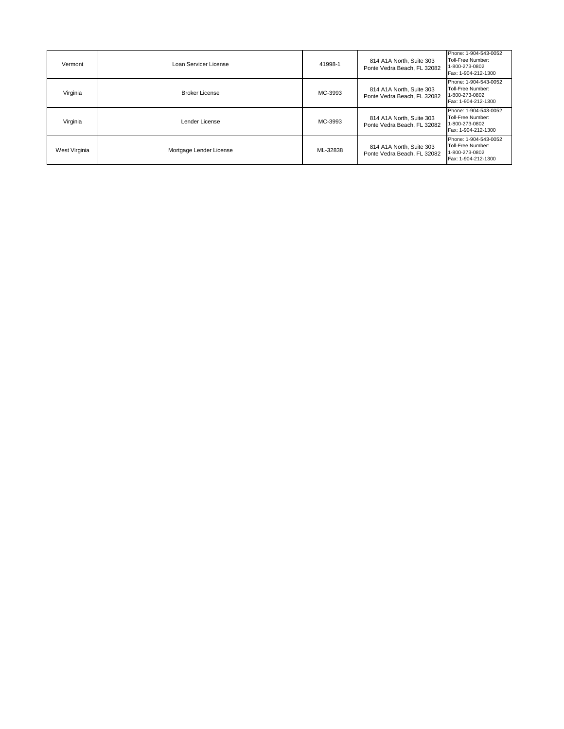| | | | | |
|---|---|---|---|---|
| Vermont | Loan Servicer License | 41998-1 | 814 A1A North, Suite 303<br>Ponte Vedra Beach, FL 32082 | Phone: 1-904-543-0052<br>Toll-Free Number:<br>1-800-273-0802<br>Fax: 1-904-212-1300 |
| Virginia | Broker License | MC-3993 | 814 A1A North, Suite 303<br>Ponte Vedra Beach, FL 32082 | Phone: 1-904-543-0052<br>Toll-Free Number:<br>1-800-273-0802<br>Fax: 1-904-212-1300 |
| Virginia | Lender License | MC-3993 | 814 A1A North, Suite 303<br>Ponte Vedra Beach, FL 32082 | Phone: 1-904-543-0052<br>Toll-Free Number:<br>1-800-273-0802<br>Fax: 1-904-212-1300 |
| West Virginia | Mortgage Lender License | ML-32838 | 814 A1A North, Suite 303<br>Ponte Vedra Beach, FL 32082 | Phone: 1-904-543-0052<br>Toll-Free Number:<br>1-800-273-0802<br>Fax: 1-904-212-1300 |